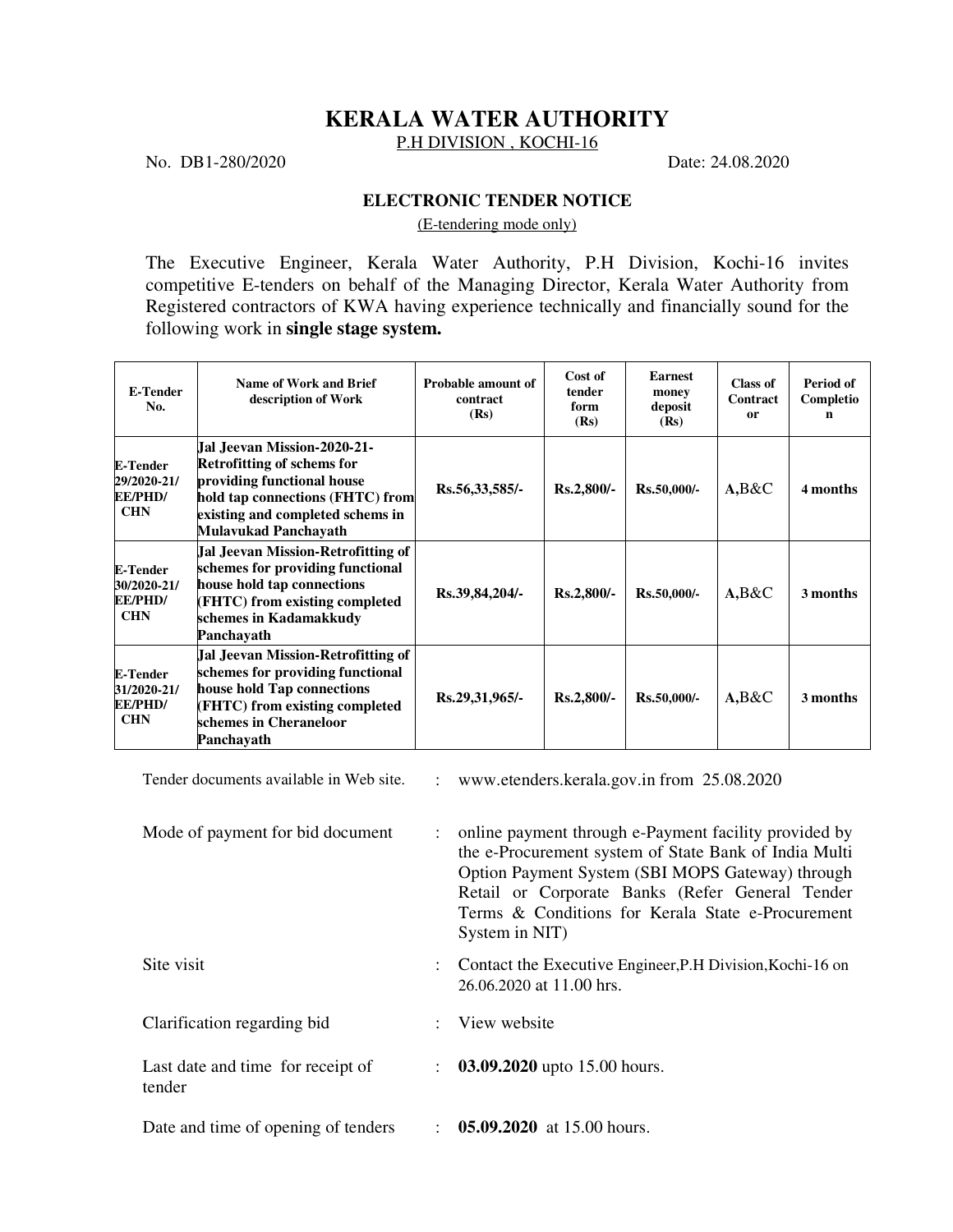# KERALA WATER AUTHORITY

P.H DIVISION , KOCHI-16

No. DB1-280/2020 Date: 24.08.2020

## ELECTRONIC TENDER NOTICE

(E-tendering mode only)

The Executive Engineer, Kerala Water Authority, P.H Division, Kochi-16 invites competitive E-tenders on behalf of the Managing Director, Kerala Water Authority from Registered contractors of KWA having experience technically and financially sound for the following work in **single stage system.**

| E-Tender No. | Name of Work and Brief description of Work | Probable amount of contract (Rs) | Cost of tender form (Rs) | Earnest money deposit (Rs) | Class of Contractor | Period of Completion |
|---|---|---|---|---|---|---|
| **E-Tender 29/2020-21/ EE/PHD/ CHN** | **Jal Jeevan Mission-2020-21- Retrofitting of schems for providing functional house hold tap connections (FHTC) from existing and completed schems in Mulavukad Panchayath** | **Rs.56,33,585/-** | **Rs.2,800/-** | **Rs.50,000/-** | A,B&C | **4 months** |
| **E-Tender 30/2020-21/ EE/PHD/ CHN** | **Jal Jeevan Mission-Retrofitting of schemes for providing functional house hold tap connections (FHTC) from existing completed schemes in Kadamakkudy Panchayath** | **Rs.39,84,204/-** | **Rs.2,800/-** | **Rs.50,000/-** | A,B&C | **3 months** |
| **E-Tender 31/2020-21/ EE/PHD/ CHN** | **Jal Jeevan Mission-Retrofitting of schemes for providing functional house hold Tap connections (FHTC) from existing completed schemes in Cheraneloor Panchayath** | **Rs.29,31,965/-** | **Rs.2,800/-** | **Rs.50,000/-** | A,B&C | **3 months** |

Tender documents available in Web site. : www.etenders.kerala.gov.in from 25.08.2020

Mode of payment for bid document : online payment through e-Payment facility provided by the e-Procurement system of State Bank of India Multi Option Payment System (SBI MOPS Gateway) through Retail or Corporate Banks (Refer General Tender Terms & Conditions for Kerala State e-Procurement System in NIT)

Site visit : Contact the Executive Engineer,P.H Division,Kochi-16 on 26.06.2020 at 11.00 hrs.

Clarification regarding bid : View website

Last date and time for receipt of tender : **03.09.2020** upto 15.00 hours.

Date and time of opening of tenders : **05.09.2020** at 15.00 hours.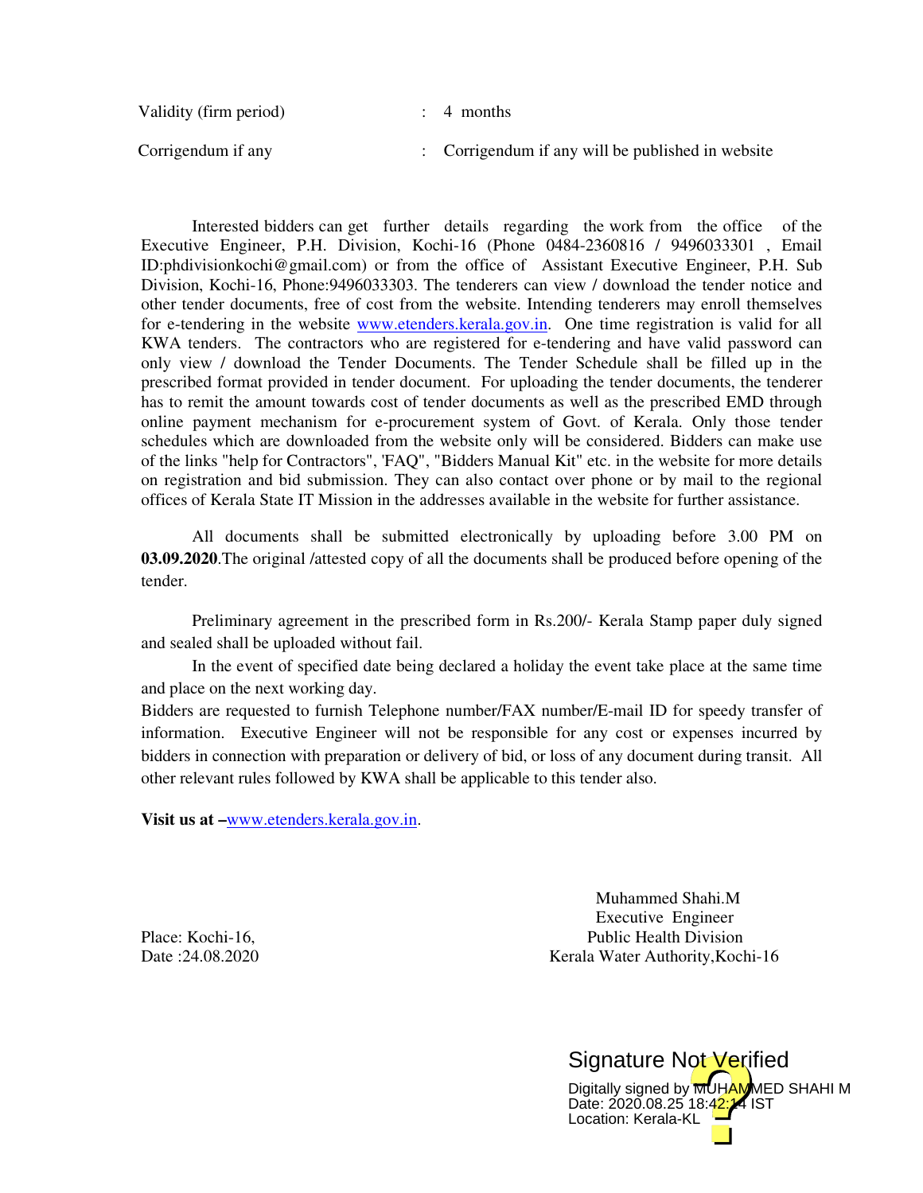| | | |
|---|---|---|
| Validity (firm period) | : | 4 months |
| Corrigendum if any | : | Corrigendum if any will be published in website |

Interested bidders can get further details regarding the work from the office of the Executive Engineer, P.H. Division, Kochi-16 (Phone 0484-2360816 / 9496033301 , Email ID:phdivisionkochi@gmail.com) or from the office of Assistant Executive Engineer, P.H. Sub Division, Kochi-16, Phone:9496033303. The tenderers can view / download the tender notice and other tender documents, free of cost from the website. Intending tenderers may enroll themselves for e-tendering in the website www.etenders.kerala.gov.in. One time registration is valid for all KWA tenders. The contractors who are registered for e-tendering and have valid password can only view / download the Tender Documents. The Tender Schedule shall be filled up in the prescribed format provided in tender document. For uploading the tender documents, the tenderer has to remit the amount towards cost of tender documents as well as the prescribed EMD through online payment mechanism for e-procurement system of Govt. of Kerala. Only those tender schedules which are downloaded from the website only will be considered. Bidders can make use of the links "help for Contractors", 'FAQ", "Bidders Manual Kit" etc. in the website for more details on registration and bid submission. They can also contact over phone or by mail to the regional offices of Kerala State IT Mission in the addresses available in the website for further assistance.

All documents shall be submitted electronically by uploading before 3.00 PM on **03.09.2020**.The original /attested copy of all the documents shall be produced before opening of the tender.

Preliminary agreement in the prescribed form in Rs.200/- Kerala Stamp paper duly signed and sealed shall be uploaded without fail.

In the event of specified date being declared a holiday the event take place at the same time and place on the next working day.

Bidders are requested to furnish Telephone number/FAX number/E-mail ID for speedy transfer of information. Executive Engineer will not be responsible for any cost or expenses incurred by bidders in connection with preparation or delivery of bid, or loss of any document during transit. All other relevant rules followed by KWA shall be applicable to this tender also.

**Visit us at –**www.etenders.kerala.gov.in.

Muhammed Shahi.M
Executive Engineer
Public Health Division
Kerala Water Authority,Kochi-16

Place: Kochi-16,
Date :24.08.2020

Signature Not Verified
Digitally signed by MUHAMMED SHAHI M
Date: 2020.08.25 18:42:14 IST
Location: Kerala-KL